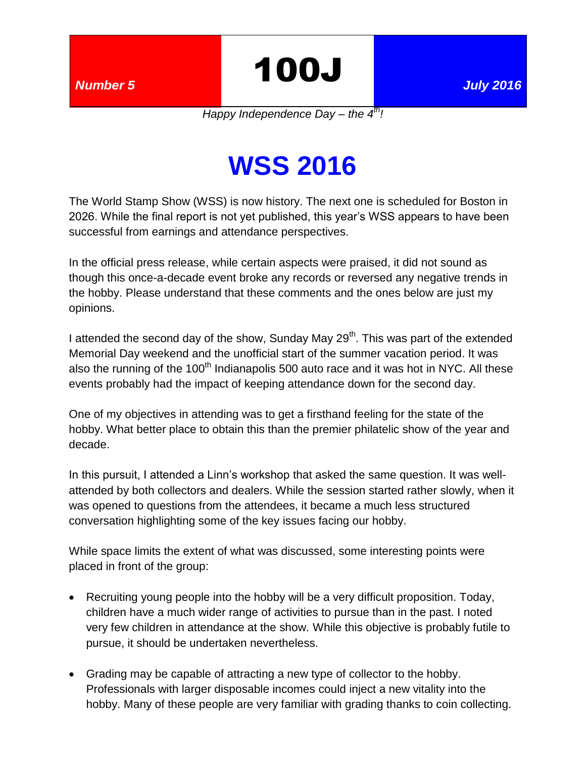*Number 5* **100J** *July 2016*

*Happy Independence Day – the 4th!*

# WSS 2016

The World Stamp Show (WSS) is now history. The next one is scheduled for Boston in 2026. While the final report is not yet published, this year's WSS appears to have been successful from earnings and attendance perspectives.

In the official press release, while certain aspects were praised, it did not sound as though this once-a-decade event broke any records or reversed any negative trends in the hobby. Please understand that these comments and the ones below are just my opinions.

I attended the second day of the show, Sunday May 29th. This was part of the extended Memorial Day weekend and the unofficial start of the summer vacation period. It was also the running of the 100th Indianapolis 500 auto race and it was hot in NYC. All these events probably had the impact of keeping attendance down for the second day.

One of my objectives in attending was to get a firsthand feeling for the state of the hobby. What better place to obtain this than the premier philatelic show of the year and decade.

In this pursuit, I attended a Linn's workshop that asked the same question. It was well-attended by both collectors and dealers. While the session started rather slowly, when it was opened to questions from the attendees, it became a much less structured conversation highlighting some of the key issues facing our hobby.

While space limits the extent of what was discussed, some interesting points were placed in front of the group:

- Recruiting young people into the hobby will be a very difficult proposition. Today, children have a much wider range of activities to pursue than in the past. I noted very few children in attendance at the show. While this objective is probably futile to pursue, it should be undertaken nevertheless.

- Grading may be capable of attracting a new type of collector to the hobby. Professionals with larger disposable incomes could inject a new vitality into the hobby. Many of these people are very familiar with grading thanks to coin collecting.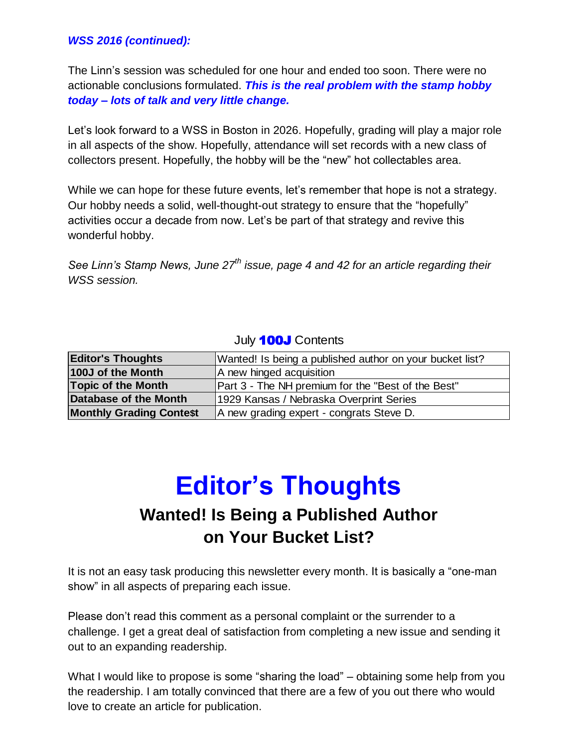***WSS 2016 (continued):***

The Linn's session was scheduled for one hour and ended too soon. There were no actionable conclusions formulated. ***This is the real problem with the stamp hobby today – lots of talk and very little change.***

Let's look forward to a WSS in Boston in 2026. Hopefully, grading will play a major role in all aspects of the show. Hopefully, attendance will set records with a new class of collectors present. Hopefully, the hobby will be the "new" hot collectables area.

While we can hope for these future events, let's remember that hope is not a strategy. Our hobby needs a solid, well-thought-out strategy to ensure that the "hopefully" activities occur a decade from now. Let's be part of that strategy and revive this wonderful hobby.

*See Linn's Stamp News, June 27th issue, page 4 and 42 for an article regarding their WSS session.*

July **100J** Contents

| | |
|---|---|
| **Editor's Thoughts** | Wanted! Is being a published author on your bucket list? |
| **100J of the Month** | A new hinged acquisition |
| **Topic of the Month** | Part 3 - The NH premium for the "Best of the Best" |
| **Database of the Month** | 1929 Kansas / Nebraska Overprint Series |
| **Monthly Grading Conte$t** | A new grading expert - congrats Steve D. |

# Editor's Thoughts

## Wanted! Is Being a Published Author on Your Bucket List?

It is not an easy task producing this newsletter every month. It is basically a "one-man show" in all aspects of preparing each issue.

Please don't read this comment as a personal complaint or the surrender to a challenge. I get a great deal of satisfaction from completing a new issue and sending it out to an expanding readership.

What I would like to propose is some "sharing the load" – obtaining some help from you the readership. I am totally convinced that there are a few of you out there who would love to create an article for publication.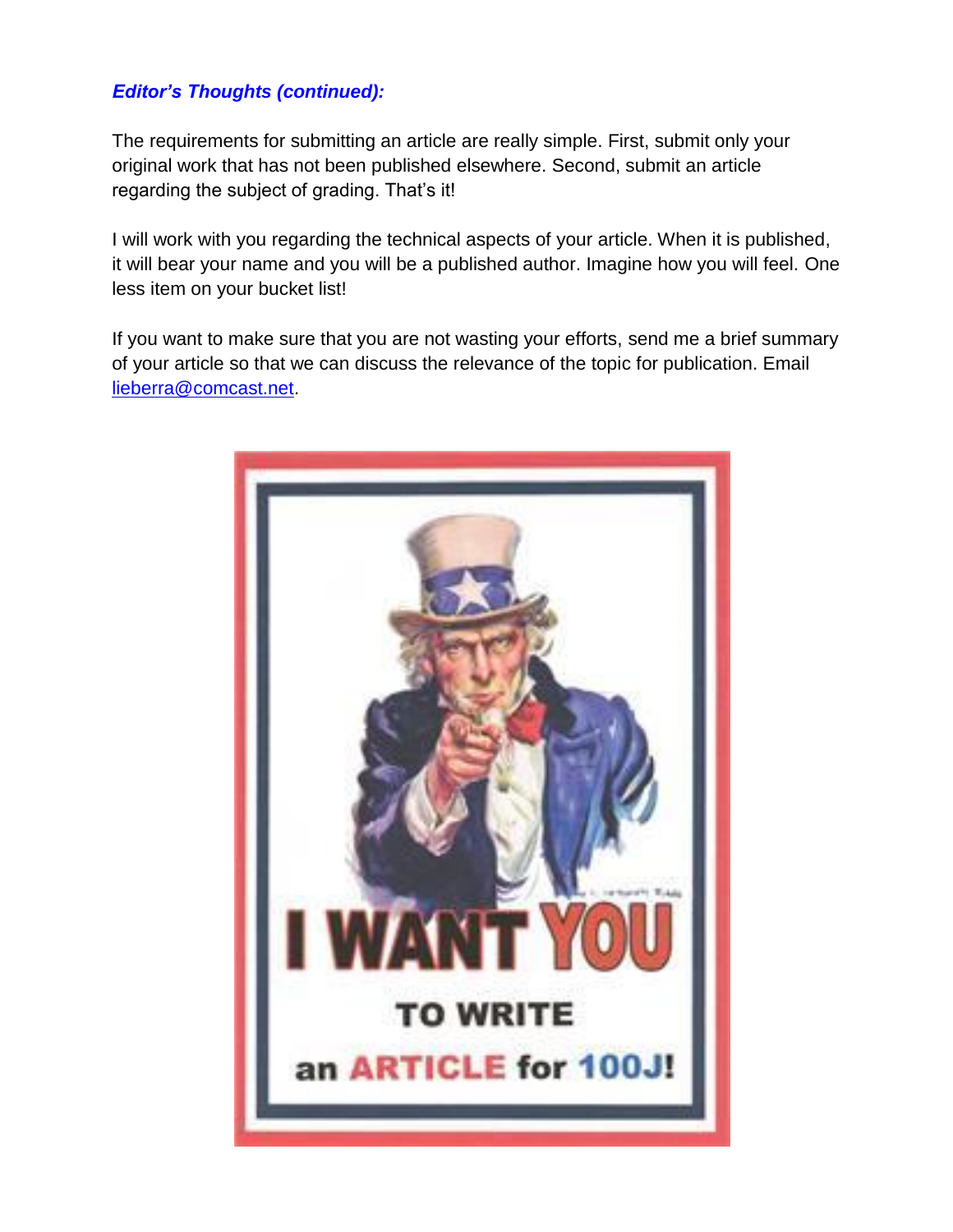***Editor's Thoughts (continued):***

The requirements for submitting an article are really simple. First, submit only your original work that has not been published elsewhere. Second, submit an article regarding the subject of grading. That's it!

I will work with you regarding the technical aspects of your article. When it is published, it will bear your name and you will be a published author. Imagine how you will feel. One less item on your bucket list!

If you want to make sure that you are not wasting your efforts, send me a brief summary of your article so that we can discuss the relevance of the topic for publication. Email lieberra@comcast.net.

**I WANT YOU**

**TO WRITE**

**an ARTICLE for 100J!**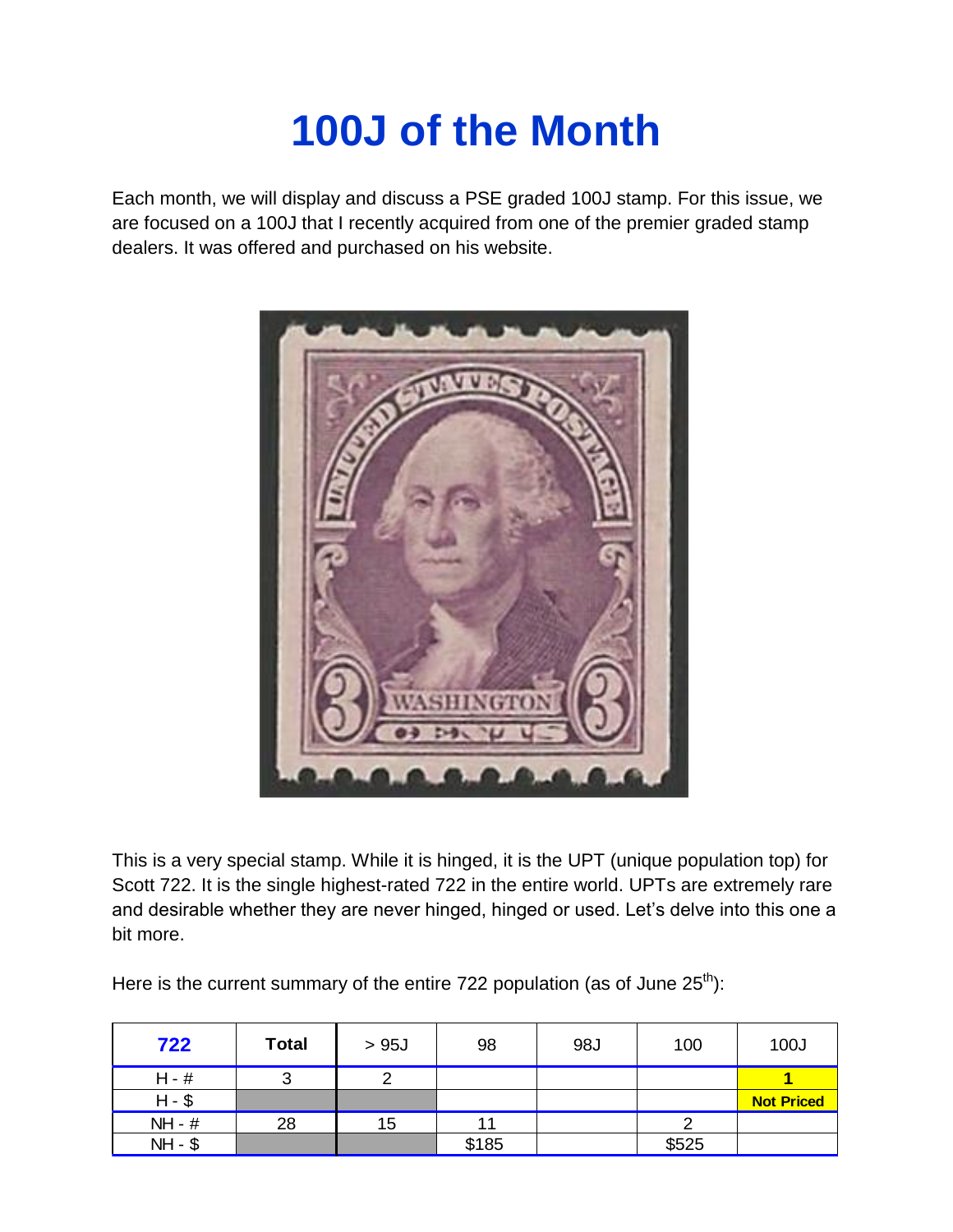# 100J of the Month

Each month, we will display and discuss a PSE graded 100J stamp. For this issue, we are focused on a 100J that I recently acquired from one of the premier graded stamp dealers. It was offered and purchased on his website.

This is a very special stamp. While it is hinged, it is the UPT (unique population top) for Scott 722. It is the single highest-rated 722 in the entire world. UPTs are extremely rare and desirable whether they are never hinged, hinged or used. Let's delve into this one a bit more.

Here is the current summary of the entire 722 population (as of June 25th):

| 722 | Total | > 95J | 98 | 98J | 100 | 100J |
|---|---|---|---|---|---|---|
| H - # | 3 | 2 | | | | **1** |
| H - $ | | | | | | **Not Priced** |
| NH - # | 28 | 15 | 11 | | 2 | |
| NH - $ | | | $185 | | $525 | |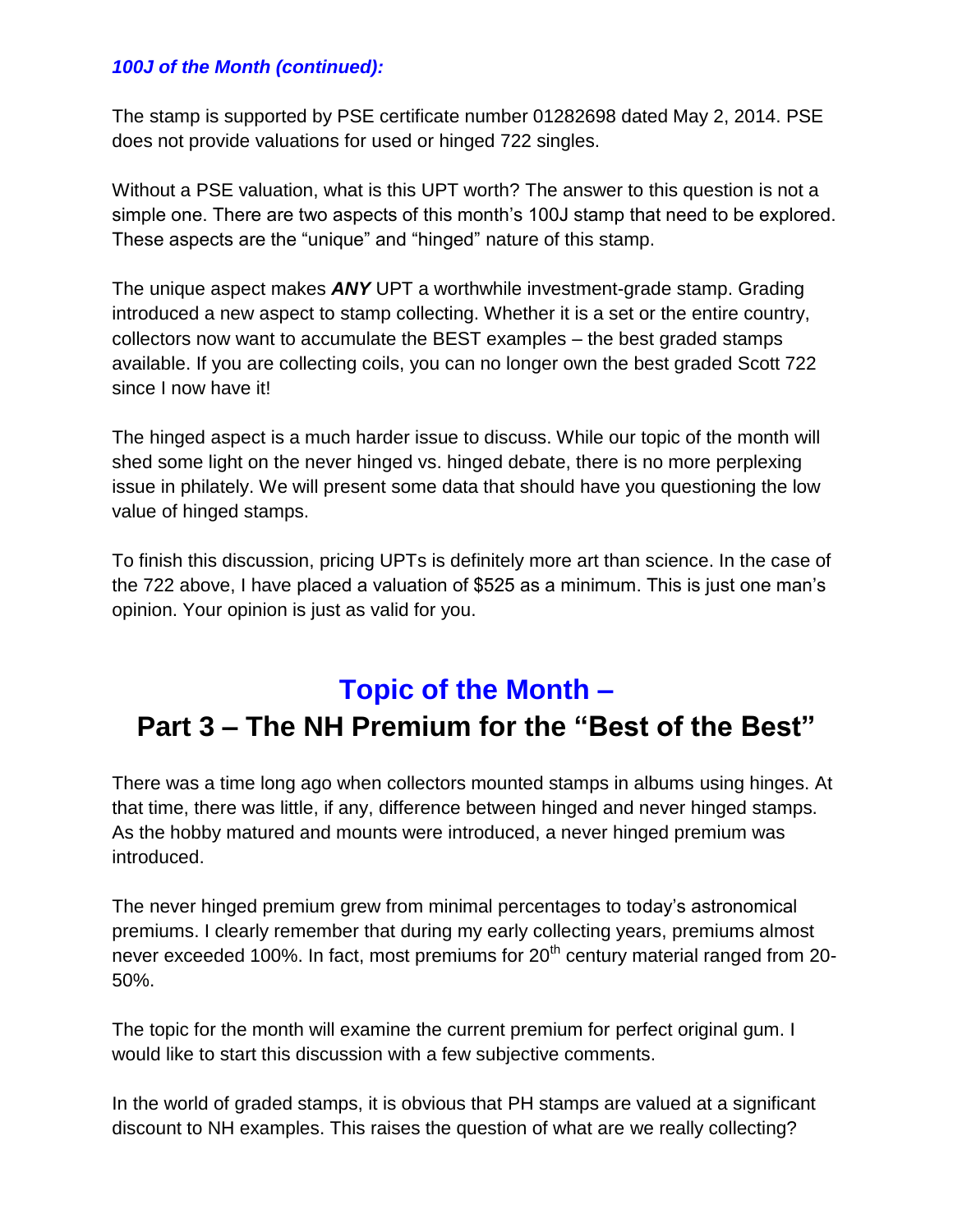***100J of the Month (continued):***

The stamp is supported by PSE certificate number 01282698 dated May 2, 2014. PSE does not provide valuations for used or hinged 722 singles.

Without a PSE valuation, what is this UPT worth? The answer to this question is not a simple one. There are two aspects of this month's 100J stamp that need to be explored. These aspects are the "unique" and "hinged" nature of this stamp.

The unique aspect makes ***ANY*** UPT a worthwhile investment-grade stamp. Grading introduced a new aspect to stamp collecting. Whether it is a set or the entire country, collectors now want to accumulate the BEST examples – the best graded stamps available. If you are collecting coils, you can no longer own the best graded Scott 722 since I now have it!

The hinged aspect is a much harder issue to discuss. While our topic of the month will shed some light on the never hinged vs. hinged debate, there is no more perplexing issue in philately. We will present some data that should have you questioning the low value of hinged stamps.

To finish this discussion, pricing UPTs is definitely more art than science. In the case of the 722 above, I have placed a valuation of $525 as a minimum. This is just one man's opinion. Your opinion is just as valid for you.

## Topic of the Month – Part 3 – The NH Premium for the "Best of the Best"

There was a time long ago when collectors mounted stamps in albums using hinges. At that time, there was little, if any, difference between hinged and never hinged stamps. As the hobby matured and mounts were introduced, a never hinged premium was introduced.

The never hinged premium grew from minimal percentages to today's astronomical premiums. I clearly remember that during my early collecting years, premiums almost never exceeded 100%. In fact, most premiums for 20th century material ranged from 20-50%.

The topic for the month will examine the current premium for perfect original gum. I would like to start this discussion with a few subjective comments.

In the world of graded stamps, it is obvious that PH stamps are valued at a significant discount to NH examples. This raises the question of what are we really collecting?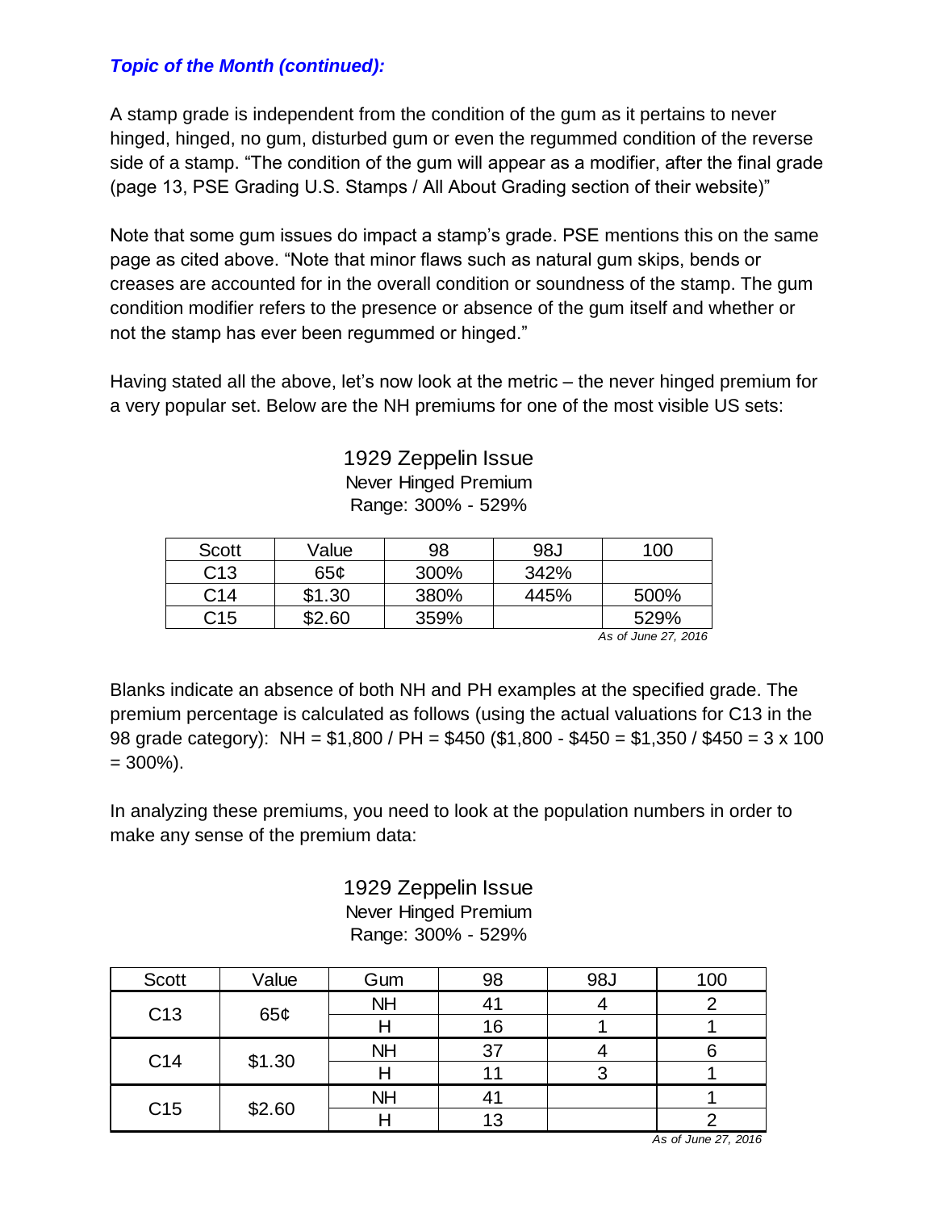***Topic of the Month (continued):***

A stamp grade is independent from the condition of the gum as it pertains to never hinged, hinged, no gum, disturbed gum or even the regummed condition of the reverse side of a stamp. "The condition of the gum will appear as a modifier, after the final grade (page 13, PSE Grading U.S. Stamps / All About Grading section of their website)"

Note that some gum issues do impact a stamp's grade. PSE mentions this on the same page as cited above. "Note that minor flaws such as natural gum skips, bends or creases are accounted for in the overall condition or soundness of the stamp. The gum condition modifier refers to the presence or absence of the gum itself and whether or not the stamp has ever been regummed or hinged."

Having stated all the above, let's now look at the metric – the never hinged premium for a very popular set. Below are the NH premiums for one of the most visible US sets:

1929 Zeppelin Issue
Never Hinged Premium
Range: 300% - 529%

| Scott | Value | 98 | 98J | 100 |
|---|---|---|---|---|
| C13 | 65¢ | 300% | 342% | |
| C14 | $1.30 | 380% | 445% | 500% |
| C15 | $2.60 | 359% | | 529% |

*As of June 27, 2016*

Blanks indicate an absence of both NH and PH examples at the specified grade. The premium percentage is calculated as follows (using the actual valuations for C13 in the 98 grade category): NH = $1,800 / PH = $450 ($1,800 - $450 = $1,350 / $450 = 3 x 100 = 300%).

In analyzing these premiums, you need to look at the population numbers in order to make any sense of the premium data:

1929 Zeppelin Issue
Never Hinged Premium
Range: 300% - 529%

| Scott | Value | Gum | 98 | 98J | 100 |
|---|---|---|---|---|---|
| C13 | 65¢ | NH | 41 | 4 | 2 |
| | | H | 16 | 1 | 1 |
| C14 | $1.30 | NH | 37 | 4 | 6 |
| | | H | 11 | 3 | 1 |
| C15 | $2.60 | NH | 41 | | 1 |
| | | H | 13 | | 2 |

*As of June 27, 2016*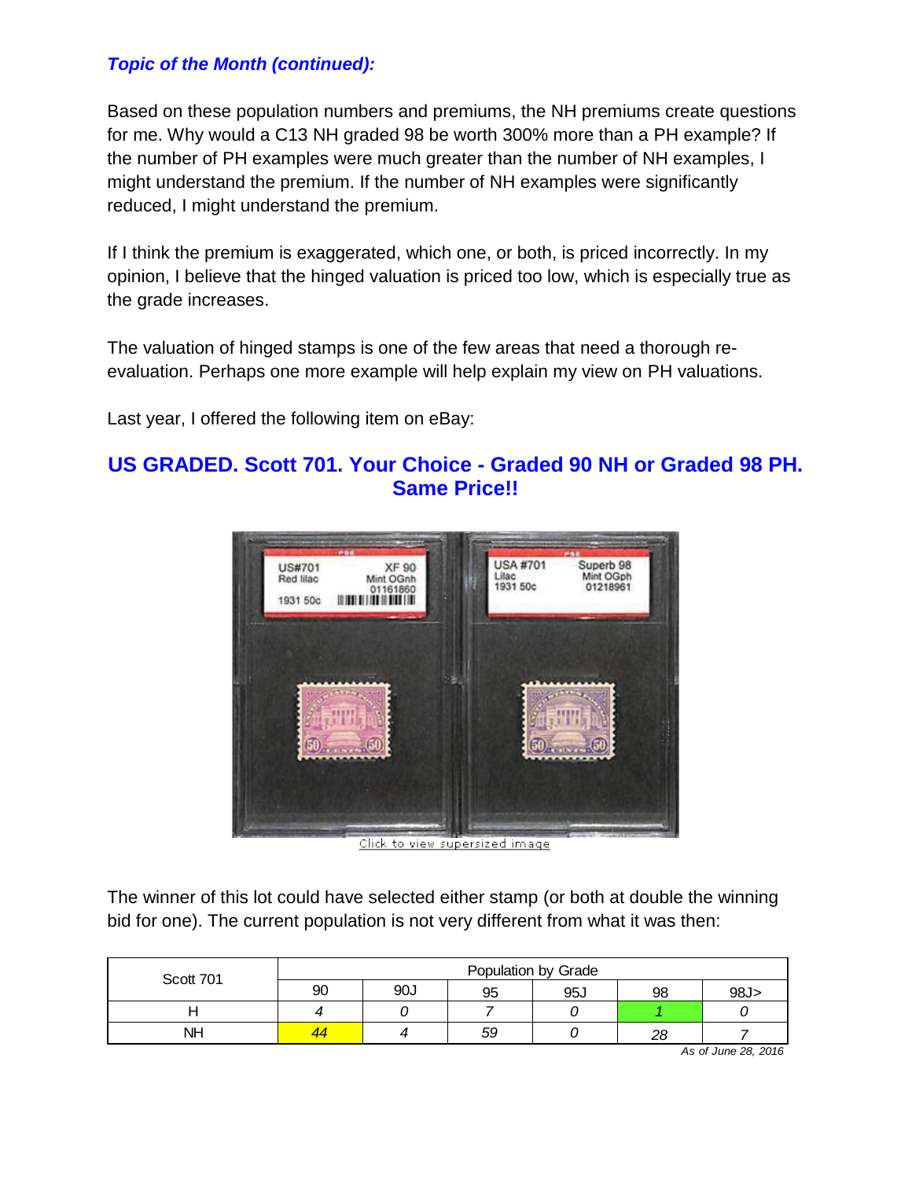*Topic of the Month (continued):*

Based on these population numbers and premiums, the NH premiums create questions for me. Why would a C13 NH graded 98 be worth 300% more than a PH example? If the number of PH examples were much greater than the number of NH examples, I might understand the premium. If the number of NH examples were significantly reduced, I might understand the premium.

If I think the premium is exaggerated, which one, or both, is priced incorrectly. In my opinion, I believe that the hinged valuation is priced too low, which is especially true as the grade increases.

The valuation of hinged stamps is one of the few areas that need a thorough re-evaluation. Perhaps one more example will help explain my view on PH valuations.

Last year, I offered the following item on eBay:

## US GRADED. Scott 701. Your Choice - Graded 90 NH or Graded 98 PH. Same Price!!

The winner of this lot could have selected either stamp (or both at double the winning bid for one). The current population is not very different from what it was then:

| Scott 701 | Population by Grade | | | | | |
|---|---|---|---|---|---|---|
| | 90 | 90J | 95 | 95J | 98 | 98J> |
| H | 4 | 0 | 7 | 0 | 1 | 0 |
| NH | 44 | 4 | 59 | 0 | 28 | 7 |

*As of June 28, 2016*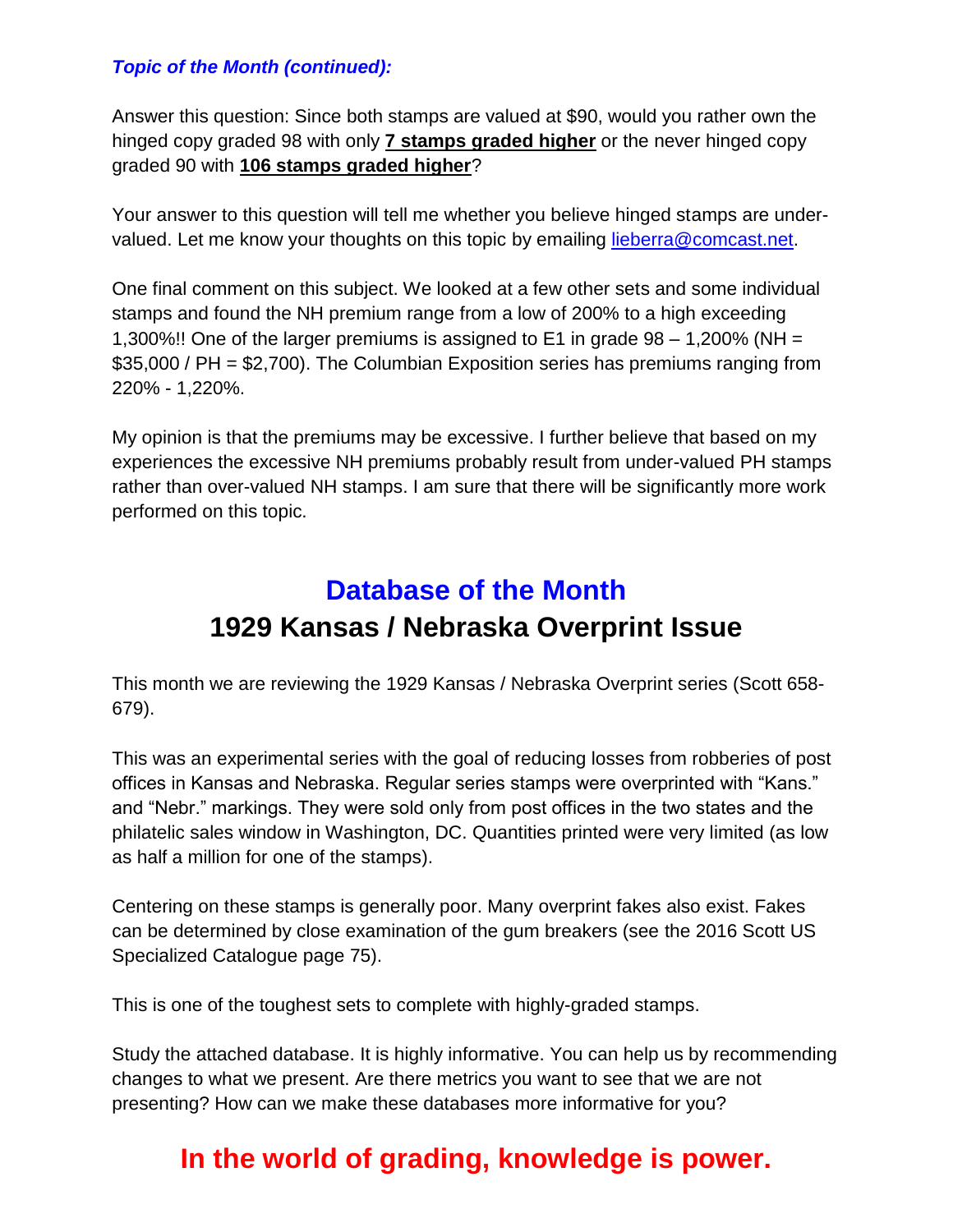***Topic of the Month (continued):***

Answer this question: Since both stamps are valued at $90, would you rather own the hinged copy graded 98 with only **7 stamps graded higher** or the never hinged copy graded 90 with **106 stamps graded higher**?

Your answer to this question will tell me whether you believe hinged stamps are under-valued. Let me know your thoughts on this topic by emailing [lieberra@comcast.net](mailto:lieberra@comcast.net).

One final comment on this subject. We looked at a few other sets and some individual stamps and found the NH premium range from a low of 200% to a high exceeding 1,300%!! One of the larger premiums is assigned to E1 in grade 98 – 1,200% (NH = $35,000 / PH = $2,700). The Columbian Exposition series has premiums ranging from 220% - 1,220%.

My opinion is that the premiums may be excessive. I further believe that based on my experiences the excessive NH premiums probably result from under-valued PH stamps rather than over-valued NH stamps. I am sure that there will be significantly more work performed on this topic.

## Database of the Month

## 1929 Kansas / Nebraska Overprint Issue

This month we are reviewing the 1929 Kansas / Nebraska Overprint series (Scott 658-679).

This was an experimental series with the goal of reducing losses from robberies of post offices in Kansas and Nebraska. Regular series stamps were overprinted with "Kans." and "Nebr." markings. They were sold only from post offices in the two states and the philatelic sales window in Washington, DC. Quantities printed were very limited (as low as half a million for one of the stamps).

Centering on these stamps is generally poor. Many overprint fakes also exist. Fakes can be determined by close examination of the gum breakers (see the 2016 Scott US Specialized Catalogue page 75).

This is one of the toughest sets to complete with highly-graded stamps.

Study the attached database. It is highly informative. You can help us by recommending changes to what we present. Are there metrics you want to see that we are not presenting? How can we make these databases more informative for you?

## In the world of grading, knowledge is power.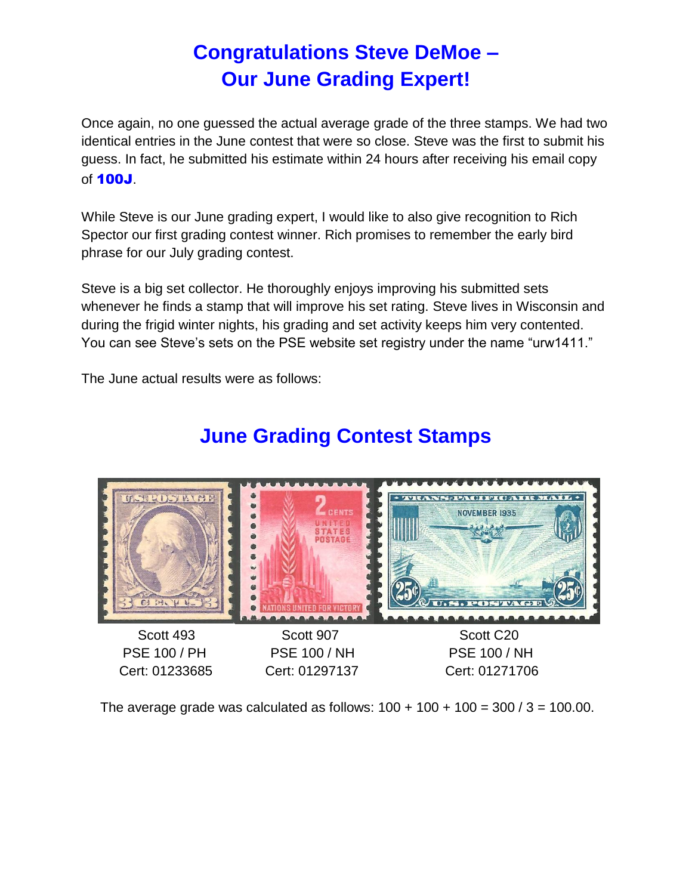# Congratulations Steve DeMoe – Our June Grading Expert!

Once again, no one guessed the actual average grade of the three stamps. We had two identical entries in the June contest that were so close. Steve was the first to submit his guess. In fact, he submitted his estimate within 24 hours after receiving his email copy of **100J**.

While Steve is our June grading expert, I would like to also give recognition to Rich Spector our first grading contest winner. Rich promises to remember the early bird phrase for our July grading contest.

Steve is a big set collector. He thoroughly enjoys improving his submitted sets whenever he finds a stamp that will improve his set rating. Steve lives in Wisconsin and during the frigid winter nights, his grading and set activity keeps him very contented. You can see Steve's sets on the PSE website set registry under the name "urw1411."

The June actual results were as follows:

## June Grading Contest Stamps

| Scott 493 | Scott 907 | Scott C20 |
|---|---|---|
| PSE 100 / PH | PSE 100 / NH | PSE 100 / NH |
| Cert: 01233685 | Cert: 01297137 | Cert: 01271706 |

The average grade was calculated as follows: 100 + 100 + 100 = 300 / 3 = 100.00.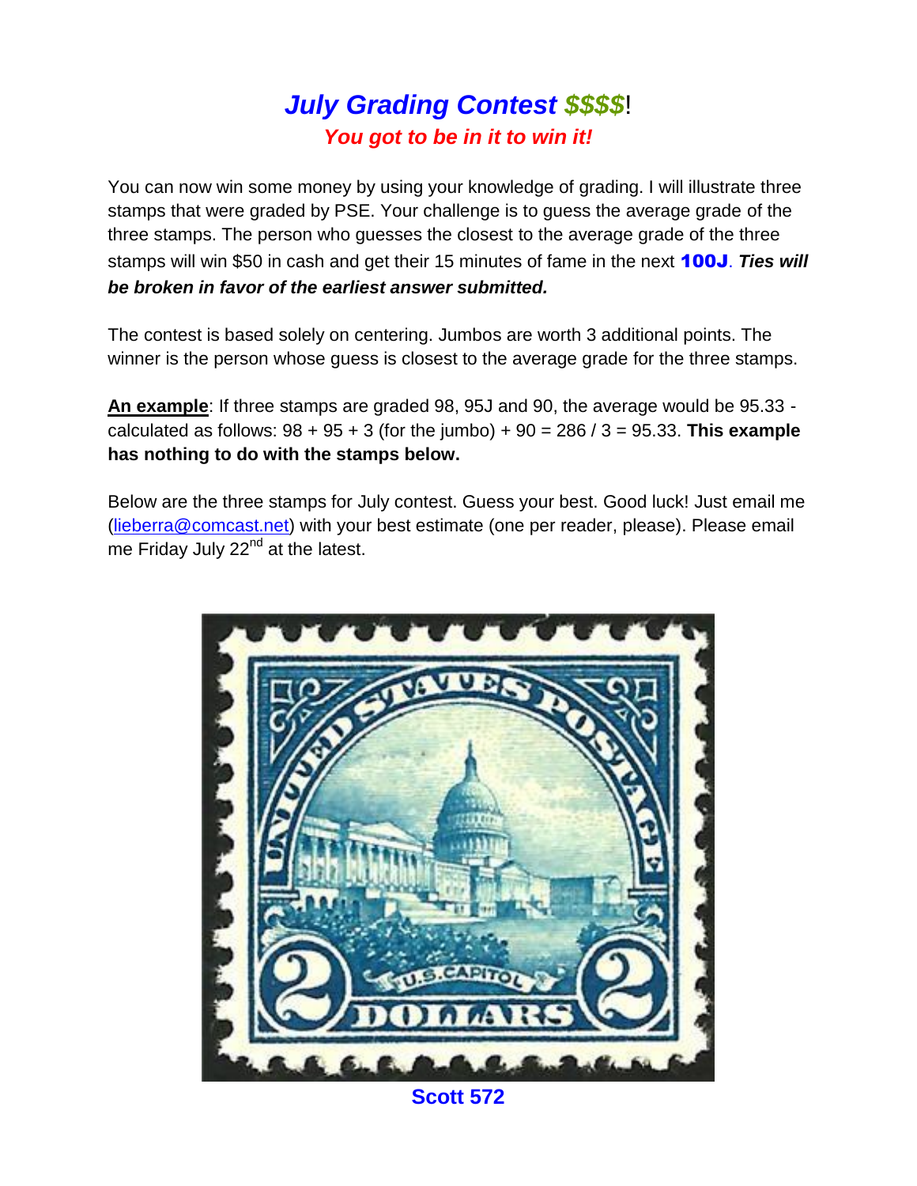# *July Grading Contest $$$$!*

***You got to be in it to win it!***

You can now win some money by using your knowledge of grading. I will illustrate three stamps that were graded by PSE. Your challenge is to guess the average grade of the three stamps. The person who guesses the closest to the average grade of the three stamps will win $50 in cash and get their 15 minutes of fame in the next **100J**. ***Ties will be broken in favor of the earliest answer submitted.***

The contest is based solely on centering. Jumbos are worth 3 additional points. The winner is the person whose guess is closest to the average grade for the three stamps.

**An example**: If three stamps are graded 98, 95J and 90, the average would be 95.33 - calculated as follows: 98 + 95 + 3 (for the jumbo) + 90 = 286 / 3 = 95.33. **This example has nothing to do with the stamps below.**

Below are the three stamps for July contest. Guess your best. Good luck! Just email me (lieberra@comcast.net) with your best estimate (one per reader, please). Please email me Friday July 22nd at the latest.

**Scott 572**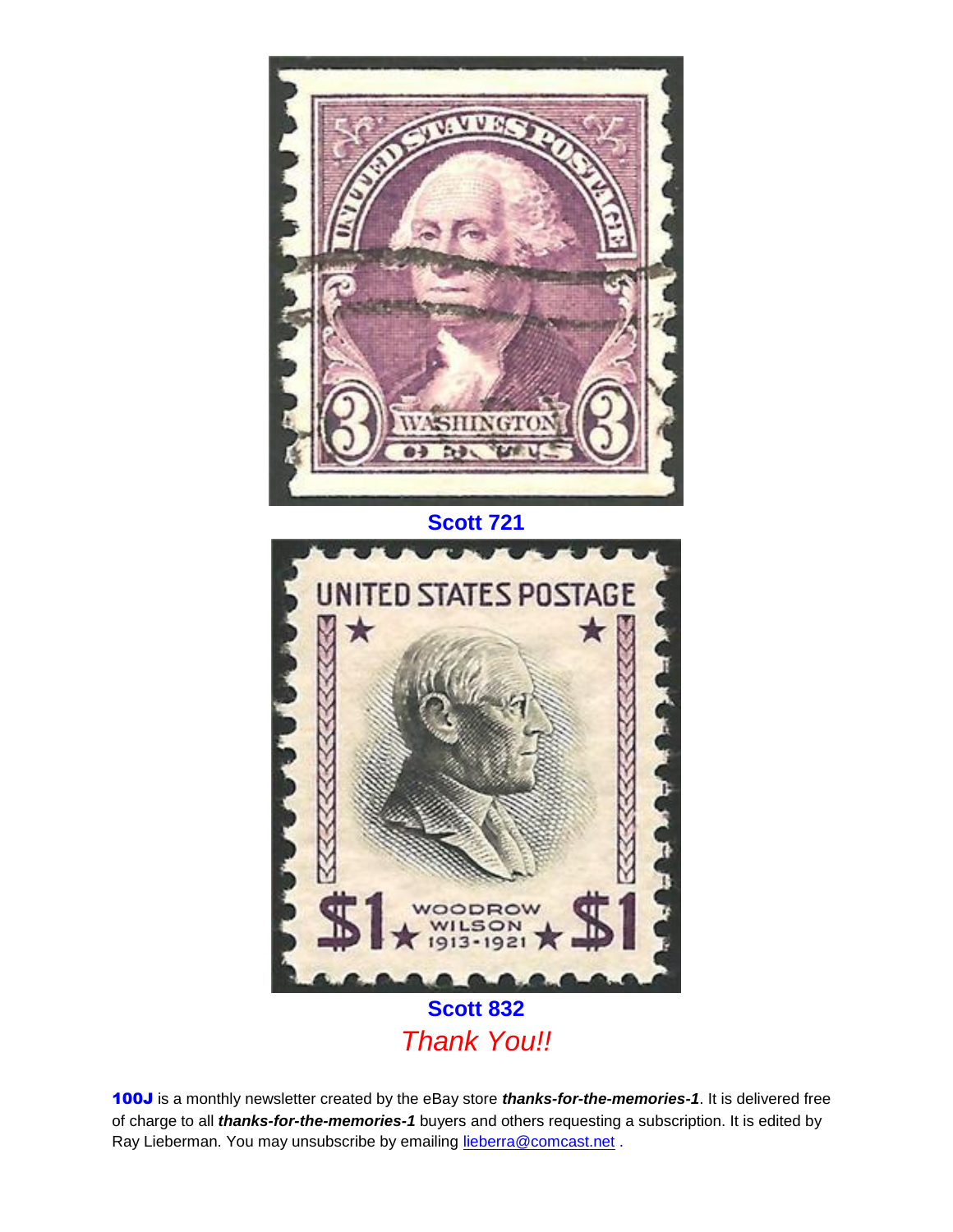**Scott 721**

**Scott 832**

*Thank You!!*

**100J** is a monthly newsletter created by the eBay store ***thanks-for-the-memories-1***. It is delivered free of charge to all ***thanks-for-the-memories-1*** buyers and others requesting a subscription. It is edited by Ray Lieberman. You may unsubscribe by emailing lieberra@comcast.net .